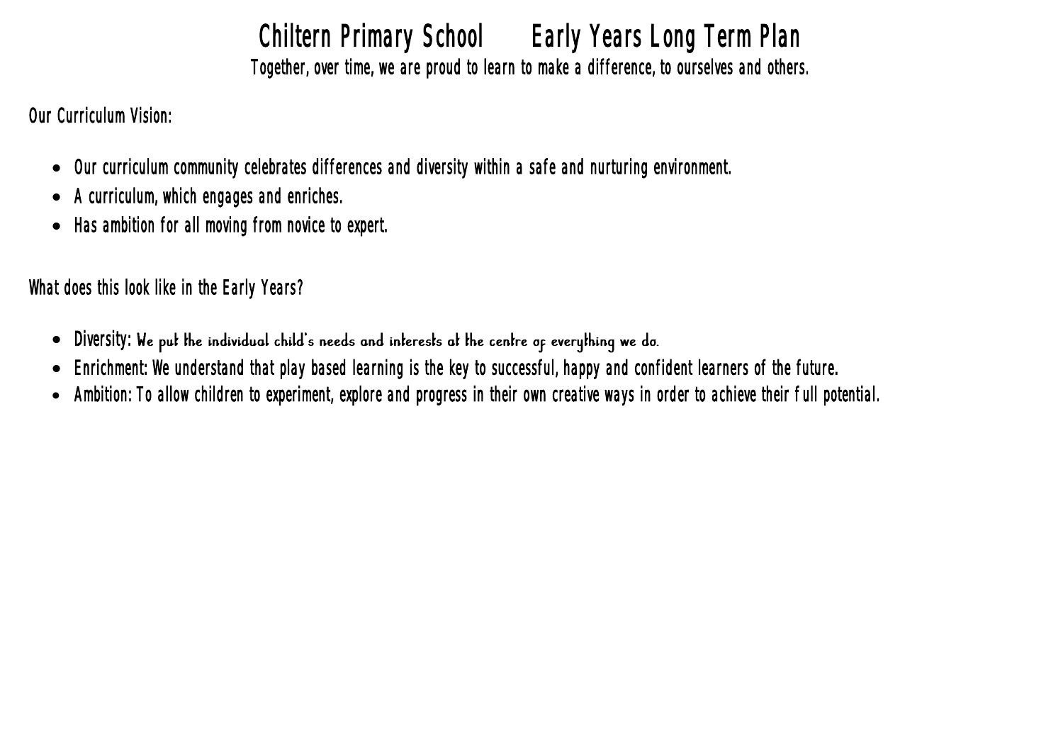# Chiltern Primary School Early Years Long Term Plan

Together, over time, we are proud to learn to make a difference, to ourselves and others.

Our Curriculum Vision:

- Our curriculum community celebrates differences and diversity within a safe and nurturing environment.
- A curriculum, which engages and enriches.
- Has ambition for all moving from novice to expert.

What does this look like in the Early Years?

- Diversity: We put the individual child's needs and interests at the centre of everything we do.
- Enrichment: We understand that play based learning is the key to successful, happy and confident learners of the future.
- Ambition: To allow children to experiment, explore and progress in their own creative ways in order to achieve their full potential.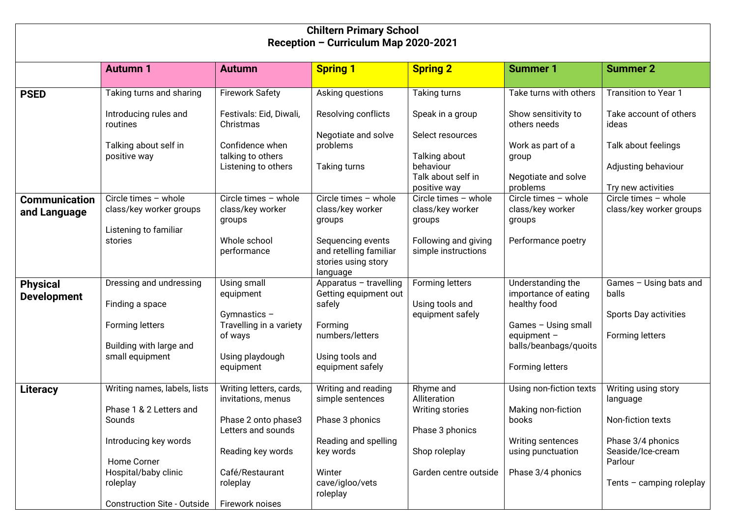**Chiltern Primary School**
**Reception – Curriculum Map 2020-2021**

| | Autumn 1 | Autumn | Spring 1 | Spring 2 | Summer 1 | Summer 2 |
|---|---|---|---|---|---|---|
| **PSED** | Taking turns and sharing<br><br>Introducing rules and routines<br><br>Talking about self in positive way | Firework Safety<br><br>Festivals: Eid, Diwali, Christmas<br><br>Confidence when talking to others<br>Listening to others | Asking questions<br><br>Resolving conflicts<br><br>Negotiate and solve problems<br><br>Taking turns | Taking turns<br><br>Speak in a group<br><br>Select resources<br><br>Talking about behaviour<br>Talk about self in positive way | Take turns with others<br><br>Show sensitivity to others needs<br><br>Work as part of a group<br><br>Negotiate and solve problems | Transition to Year 1<br><br>Take account of others ideas<br><br>Talk about feelings<br><br>Adjusting behaviour<br><br>Try new activities |
| **Communication and Language** | Circle times – whole class/key worker groups<br><br>Listening to familiar stories | Circle times – whole class/key worker groups<br><br>Whole school performance | Circle times – whole class/key worker groups<br><br>Sequencing events and retelling familiar stories using story language | Circle times – whole class/key worker groups<br><br>Following and giving simple instructions | Circle times – whole class/key worker groups<br><br>Performance poetry | Circle times – whole class/key worker groups |
| **Physical Development** | Dressing and undressing<br><br>Finding a space<br><br>Forming letters<br><br>Building with large and small equipment | Using small equipment<br><br>Gymnastics – Travelling in a variety of ways<br><br>Using playdough equipment | Apparatus – travelling<br>Getting equipment out safely<br><br>Forming numbers/letters<br><br>Using tools and equipment safely | Forming letters<br><br>Using tools and equipment safely | Understanding the importance of eating healthy food<br><br>Games – Using small equipment – balls/beanbags/quoits<br><br>Forming letters | Games – Using bats and balls<br><br>Sports Day activities<br><br>Forming letters |
| **Literacy** | Writing names, labels, lists<br><br>Phase 1 & 2 Letters and Sounds<br><br>Introducing key words<br><br>Home Corner Hospital/baby clinic roleplay<br><br>Construction Site - Outside | Writing letters, cards, invitations, menus<br><br>Phase 2 onto phase3 Letters and sounds<br><br>Reading key words<br><br>Café/Restaurant roleplay<br><br>Firework noises | Writing and reading simple sentences<br><br>Phase 3 phonics<br><br>Reading and spelling key words<br><br>Winter cave/igloo/vets roleplay | Rhyme and Alliteration<br>Writing stories<br><br>Phase 3 phonics<br><br>Shop roleplay<br><br>Garden centre outside | Using non-fiction texts<br><br>Making non-fiction books<br><br>Writing sentences using punctuation<br><br>Phase 3/4 phonics | Writing using story language<br><br>Non-fiction texts<br><br>Phase 3/4 phonics<br>Seaside/Ice-cream Parlour<br><br>Tents – camping roleplay |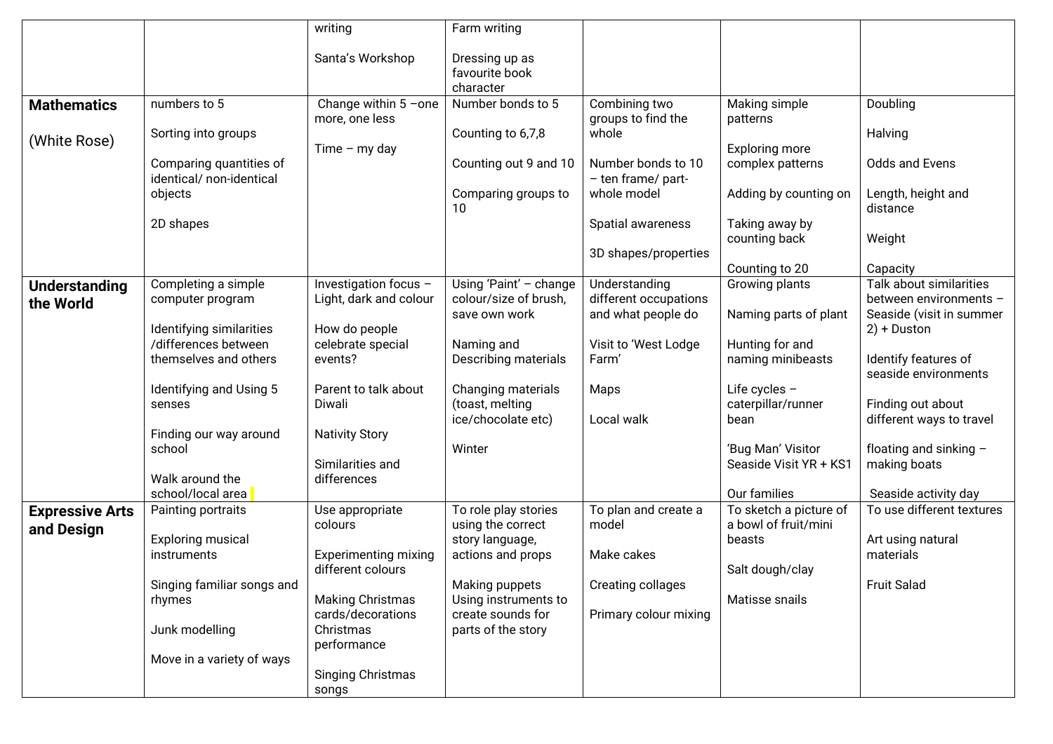| | | | | | | |
|---|---|---|---|---|---|---|
| | | writing<br><br>Santa's Workshop | Farm writing<br><br>Dressing up as favourite book character | | | |
| **Mathematics**<br><br>(White Rose) | numbers to 5<br><br>Sorting into groups<br><br>Comparing quantities of identical/ non-identical objects<br><br>2D shapes | Change within 5 –one more, one less<br><br>Time – my day | Number bonds to 5<br><br>Counting to 6,7,8<br><br>Counting out 9 and 10<br><br>Comparing groups to 10 | Combining two groups to find the whole<br><br>Number bonds to 10 – ten frame/ part-whole model<br><br>Spatial awareness<br><br>3D shapes/properties | Making simple patterns<br><br>Exploring more complex patterns<br><br>Adding by counting on<br><br>Taking away by counting back<br><br>Counting to 20 | Doubling<br><br>Halving<br><br>Odds and Evens<br><br>Length, height and distance<br><br>Weight<br><br>Capacity |
| **Understanding the World** | Completing a simple computer program<br><br>Identifying similarities /differences between themselves and others<br><br>Identifying and Using 5 senses<br><br>Finding our way around school<br><br>Walk around the school/local area | Investigation focus – Light, dark and colour<br><br>How do people celebrate special events?<br><br>Parent to talk about Diwali<br><br>Nativity Story<br><br>Similarities and differences | Using 'Paint' – change colour/size of brush, save own work<br><br>Naming and Describing materials<br><br>Changing materials (toast, melting ice/chocolate etc)<br><br>Winter | Understanding different occupations and what people do<br><br>Visit to 'West Lodge Farm'<br><br>Maps<br><br>Local walk | Growing plants<br><br>Naming parts of plant<br><br>Hunting for and naming minibeasts<br><br>Life cycles – caterpillar/runner bean<br><br>'Bug Man' Visitor Seaside Visit YR + KS1<br><br>Our families | Talk about similarities between environments – Seaside (visit in summer 2) + Duston<br><br>Identify features of seaside environments<br><br>Finding out about different ways to travel<br><br>floating and sinking – making boats<br><br>Seaside activity day |
| **Expressive Arts and Design** | Painting portraits<br><br>Exploring musical instruments<br><br>Singing familiar songs and rhymes<br><br>Junk modelling<br><br>Move in a variety of ways | Use appropriate colours<br><br>Experimenting mixing different colours<br><br>Making Christmas cards/decorations Christmas performance<br><br>Singing Christmas songs | To role play stories using the correct story language, actions and props<br><br>Making puppets Using instruments to create sounds for parts of the story | To plan and create a model<br><br>Make cakes<br><br>Creating collages<br><br>Primary colour mixing | To sketch a picture of a bowl of fruit/mini beasts<br><br>Salt dough/clay<br><br>Matisse snails | To use different textures<br><br>Art using natural materials<br><br>Fruit Salad |